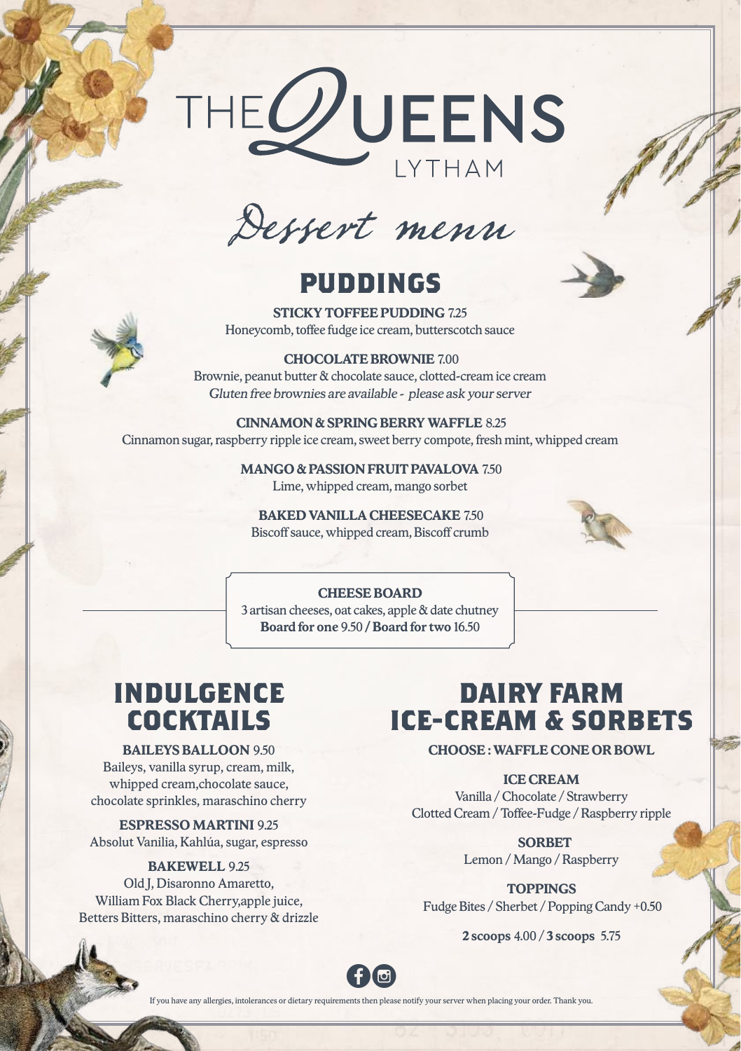# THE QUEENS
LYTHAM

## Dessert menu

## PUDDINGS

**STICKY TOFFEE PUDDING** 7.25
Honeycomb, toffee fudge ice cream, butterscotch sauce

**CHOCOLATE BROWNIE** 7.00
Brownie, peanut butter & chocolate sauce, clotted-cream ice cream
*Gluten free brownies are available - please ask your server*

**CINNAMON & SPRING BERRY WAFFLE** 8.25
Cinnamon sugar, raspberry ripple ice cream, sweet berry compote, fresh mint, whipped cream

**MANGO & PASSION FRUIT PAVALOVA** 7.50
Lime, whipped cream, mango sorbet

**BAKED VANILLA CHEESECAKE** 7.50
Biscoff sauce, whipped cream, Biscoff crumb

**CHEESE BOARD**
3 artisan cheeses, oat cakes, apple & date chutney
**Board for one** 9.50 / **Board for two** 16.50

## INDULGENCE COCKTAILS

**BAILEYS BALLOON** 9.50
Baileys, vanilla syrup, cream, milk, whipped cream,chocolate sauce, chocolate sprinkles, maraschino cherry

**ESPRESSO MARTINI** 9.25
Absolut Vanilia, Kahlúa, sugar, espresso

**BAKEWELL** 9.25
Old J, Disaronno Amaretto, William Fox Black Cherry,apple juice, Betters Bitters, maraschino cherry & drizzle

## DAIRY FARM ICE-CREAM & SORBETS

**CHOOSE : WAFFLE CONE OR BOWL**

**ICE CREAM**
Vanilla / Chocolate / Strawberry
Clotted Cream / Toffee-Fudge / Raspberry ripple

**SORBET**
Lemon / Mango / Raspberry

**TOPPINGS**
Fudge Bites / Sherbet / Popping Candy +0.50

**2 scoops** 4.00 / **3 scoops** 5.75

If you have any allergies, intolerances or dietary requirements then please notify your server when placing your order. Thank you.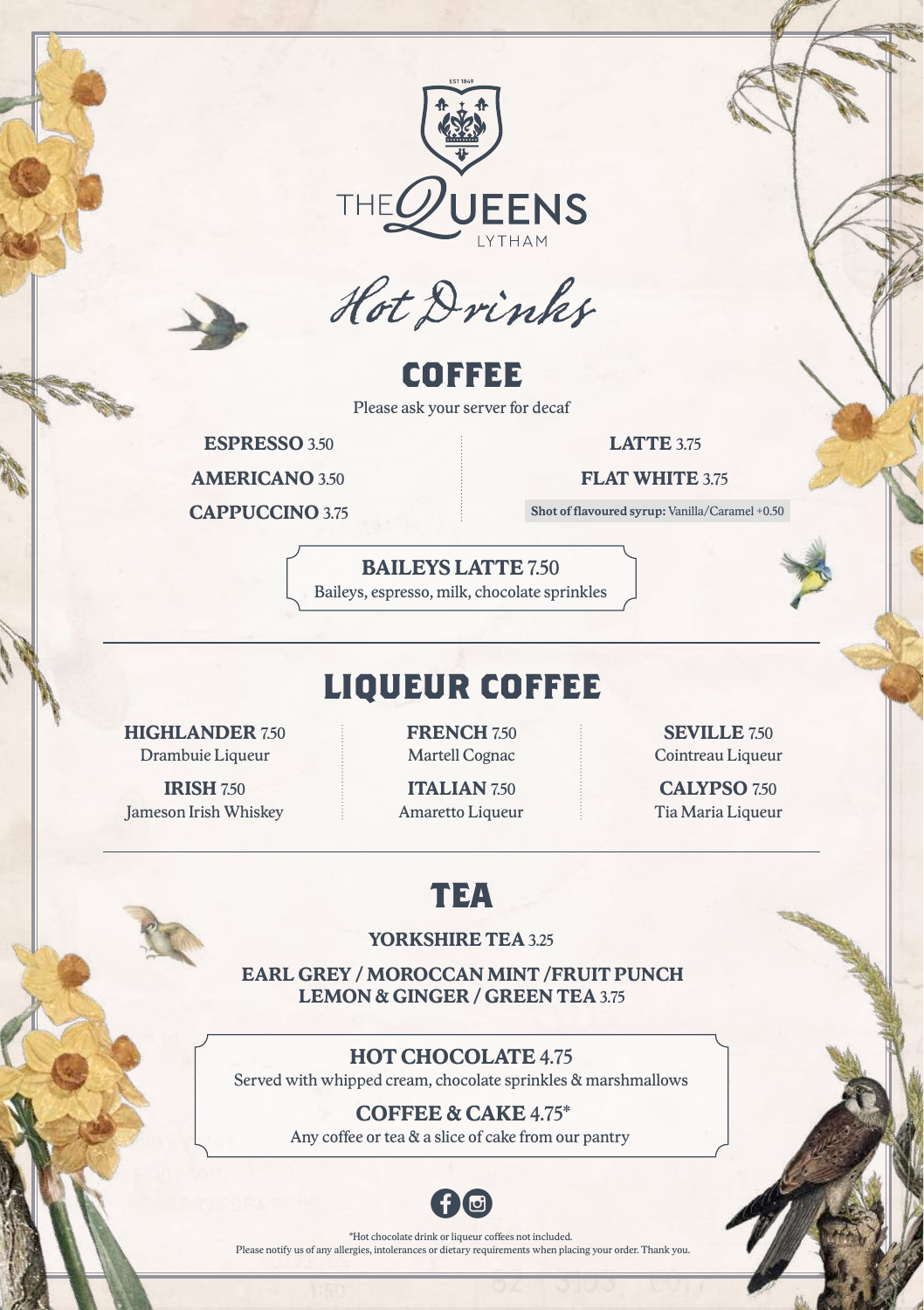EST 1849

THE QUEENS

LYTHAM

# Hot Drinks

## COFFEE

Please ask your server for decaf

**ESPRESSO** 3.50

**AMERICANO** 3.50

**CAPPUCCINO** 3.75

**LATTE** 3.75

**FLAT WHITE** 3.75

**Shot of flavoured syrup:** Vanilla/Caramel +0.50

**BAILEYS LATTE** 7.50
Baileys, espresso, milk, chocolate sprinkles

## LIQUEUR COFFEE

**HIGHLANDER** 7.50
Drambuie Liqueur

**IRISH** 7.50
Jameson Irish Whiskey

**FRENCH** 7.50
Martell Cognac

**ITALIAN** 7.50
Amaretto Liqueur

**SEVILLE** 7.50
Cointreau Liqueur

**CALYPSO** 7.50
Tia Maria Liqueur

## TEA

**YORKSHIRE TEA** 3.25

**EARL GREY / MOROCCAN MINT /FRUIT PUNCH
LEMON & GINGER / GREEN TEA** 3.75

**HOT CHOCOLATE** 4.75
Served with whipped cream, chocolate sprinkles & marshmallows

**COFFEE & CAKE** 4.75*
Any coffee or tea & a slice of cake from our pantry

*Hot chocolate drink or liqueur coffees not included.
Please notify us of any allergies, intolerances or dietary requirements when placing your order. Thank you.